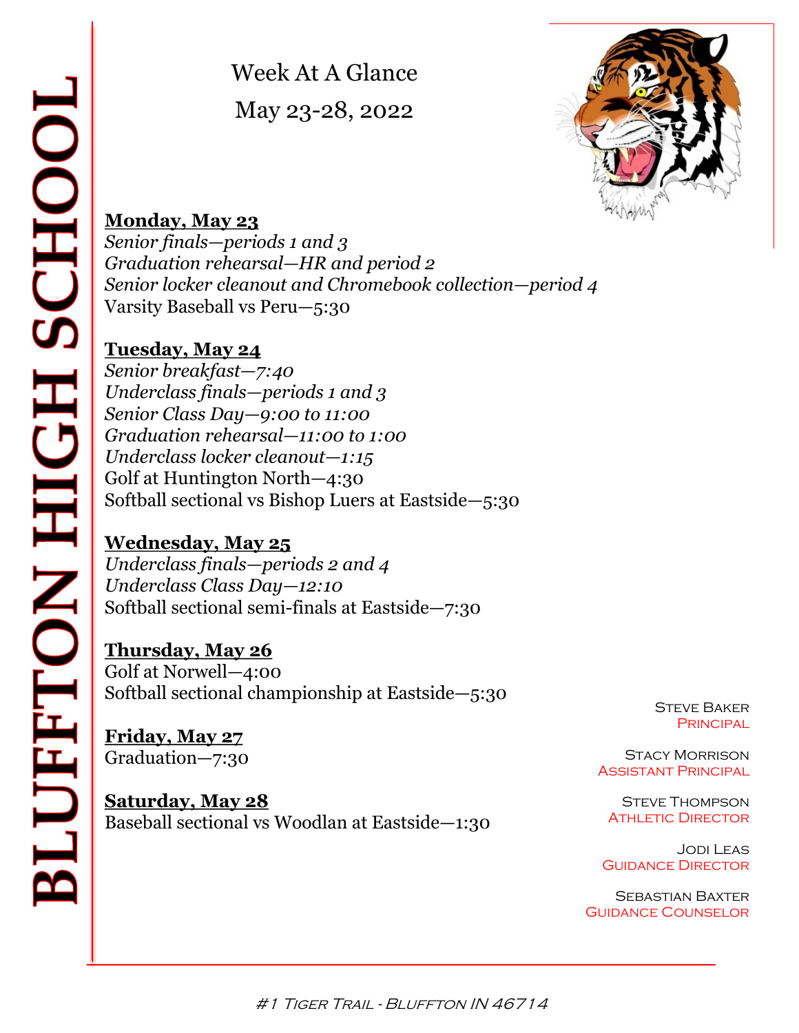# BLUFFTON HIGH SCHOOL

## Week At A Glance

## May 23-28, 2022

**Monday, May 23**

*Senior finals—periods 1 and 3*
*Graduation rehearsal—HR and period 2*
*Senior locker cleanout and Chromebook collection—period 4*
Varsity Baseball vs Peru—5:30

**Tuesday, May 24**

*Senior breakfast—7:40*
*Underclass finals—periods 1 and 3*
*Senior Class Day—9:00 to 11:00*
*Graduation rehearsal—11:00 to 1:00*
*Underclass locker cleanout—1:15*
Golf at Huntington North—4:30
Softball sectional vs Bishop Luers at Eastside—5:30

**Wednesday, May 25**

*Underclass finals—periods 2 and 4*
*Underclass Class Day—12:10*
Softball sectional semi-finals at Eastside—7:30

**Thursday, May 26**

Golf at Norwell—4:00
Softball sectional championship at Eastside—5:30

**Friday, May 27**

Graduation—7:30

**Saturday, May 28**

Baseball sectional vs Woodlan at Eastside—1:30

Steve Baker
Principal

Stacy Morrison
Assistant Principal

Steve Thompson
Athletic Director

Jodi Leas
Guidance Director

Sebastian Baxter
Guidance Counselor

*#1 Tiger Trail - Bluffton IN 46714*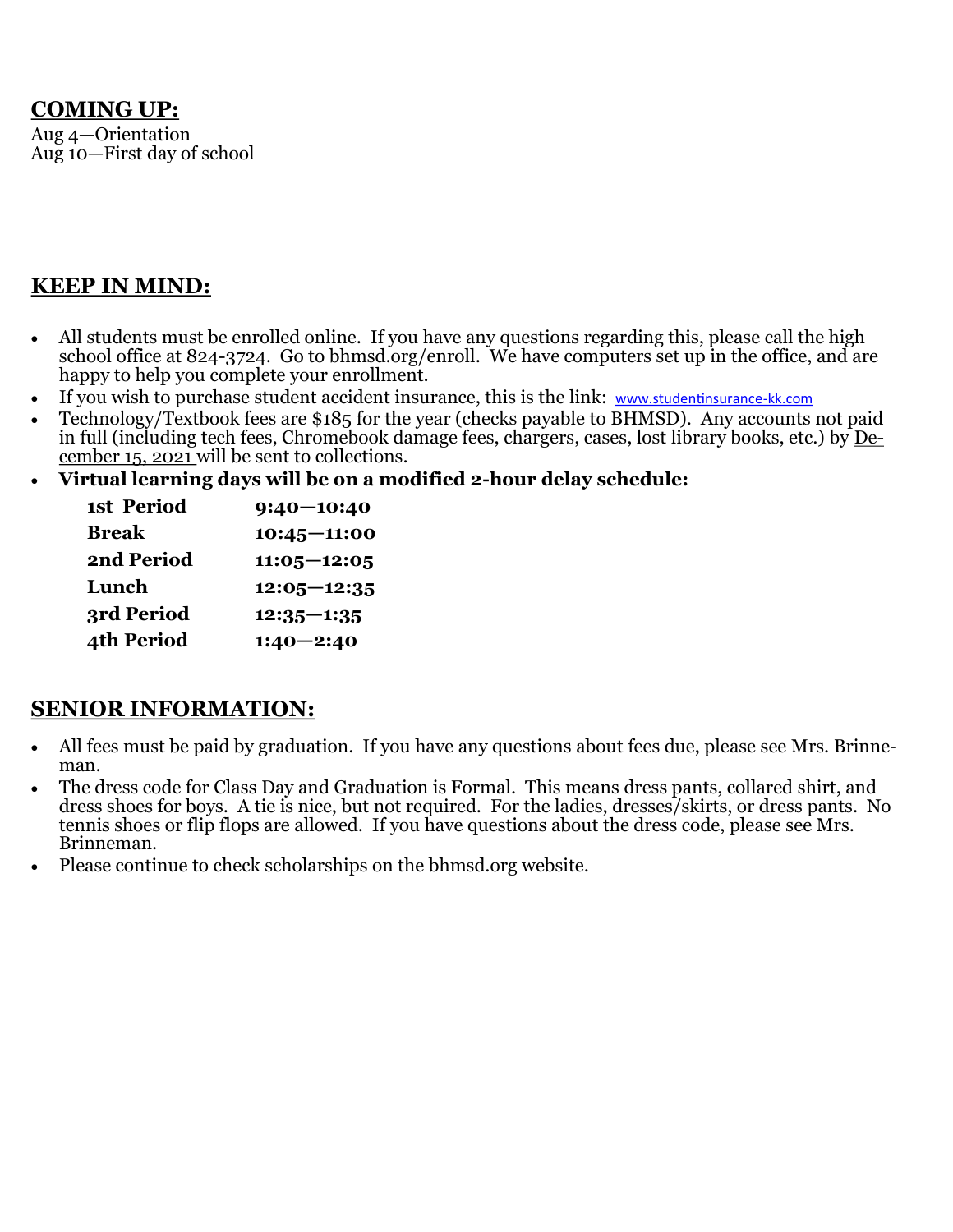## COMING UP:

Aug 4—Orientation
Aug 10—First day of school

## KEEP IN MIND:

- All students must be enrolled online. If you have any questions regarding this, please call the high school office at 824-3724. Go to bhmsd.org/enroll. We have computers set up in the office, and are happy to help you complete your enrollment.
- If you wish to purchase student accident insurance, this is the link: www.studentinsurance-kk.com
- Technology/Textbook fees are $185 for the year (checks payable to BHMSD). Any accounts not paid in full (including tech fees, Chromebook damage fees, chargers, cases, lost library books, etc.) by December 15, 2021 will be sent to collections.
- **Virtual learning days will be on a modified 2-hour delay schedule:**

| | |
|---|---|
| **1st Period** | **9:40—10:40** |
| **Break** | **10:45—11:00** |
| **2nd Period** | **11:05—12:05** |
| **Lunch** | **12:05—12:35** |
| **3rd Period** | **12:35—1:35** |
| **4th Period** | **1:40—2:40** |

## SENIOR INFORMATION:

- All fees must be paid by graduation. If you have any questions about fees due, please see Mrs. Brinneman.
- The dress code for Class Day and Graduation is Formal. This means dress pants, collared shirt, and dress shoes for boys. A tie is nice, but not required. For the ladies, dresses/skirts, or dress pants. No tennis shoes or flip flops are allowed. If you have questions about the dress code, please see Mrs. Brinneman.
- Please continue to check scholarships on the bhmsd.org website.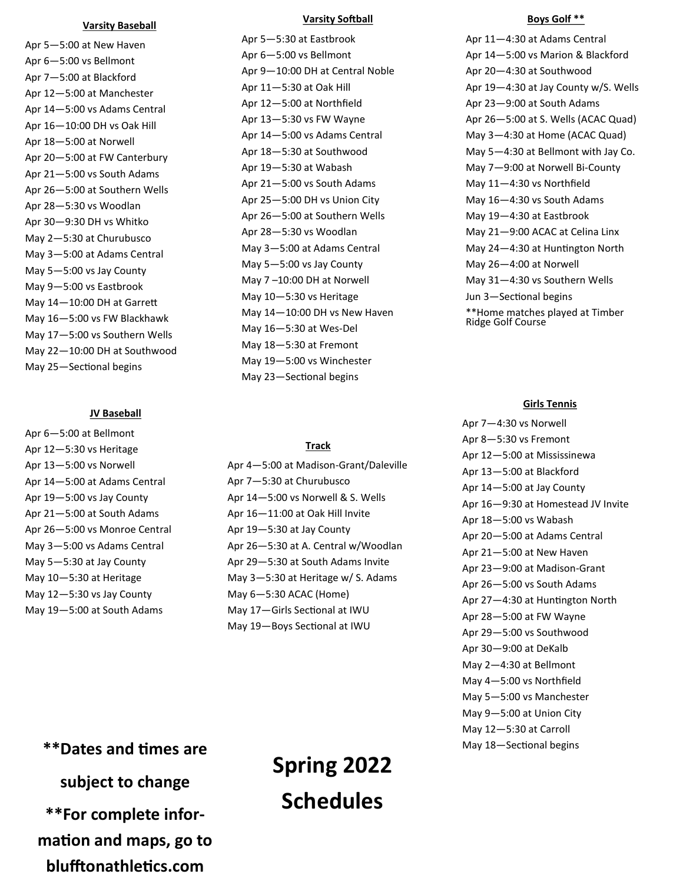## Varsity Baseball

Apr 5—5:00 at New Haven
Apr 6—5:00 vs Bellmont
Apr 7—5:00 at Blackford
Apr 12—5:00 at Manchester
Apr 14—5:00 vs Adams Central
Apr 16—10:00 DH vs Oak Hill
Apr 18—5:00 at Norwell
Apr 20—5:00 at FW Canterbury
Apr 21—5:00 vs South Adams
Apr 26—5:00 at Southern Wells
Apr 28—5:30 vs Woodlan
Apr 30—9:30 DH vs Whitko
May 2—5:30 at Churubusco
May 3—5:00 at Adams Central
May 5—5:00 vs Jay County
May 9—5:00 vs Eastbrook
May 14—10:00 DH at Garrett
May 16—5:00 vs FW Blackhawk
May 17—5:00 vs Southern Wells
May 22—10:00 DH at Southwood
May 25—Sectional begins

## Varsity Softball

Apr 5—5:30 at Eastbrook
Apr 6—5:00 vs Bellmont
Apr 9—10:00 DH at Central Noble
Apr 11—5:30 at Oak Hill
Apr 12—5:00 at Northfield
Apr 13—5:30 vs FW Wayne
Apr 14—5:00 vs Adams Central
Apr 18—5:30 at Southwood
Apr 19—5:30 at Wabash
Apr 21—5:00 vs South Adams
Apr 25—5:00 DH vs Union City
Apr 26—5:00 at Southern Wells
Apr 28—5:30 vs Woodlan
May 3—5:00 at Adams Central
May 5—5:00 vs Jay County
May 7 –10:00 DH at Norwell
May 10—5:30 vs Heritage
May 14—10:00 DH vs New Haven
May 16—5:30 at Wes-Del
May 18—5:30 at Fremont
May 19—5:00 vs Winchester
May 23—Sectional begins

## Boys Golf **

Apr 11—4:30 at Adams Central
Apr 14—5:00 vs Marion & Blackford
Apr 20—4:30 at Southwood
Apr 19—4:30 at Jay County w/S. Wells
Apr 23—9:00 at South Adams
Apr 26—5:00 at S. Wells (ACAC Quad)
May 3—4:30 at Home (ACAC Quad)
May 5—4:30 at Bellmont with Jay Co.
May 7—9:00 at Norwell Bi-County
May 11—4:30 vs Northfield
May 16—4:30 vs South Adams
May 19—4:30 at Eastbrook
May 21—9:00 ACAC at Celina Linx
May 24—4:30 at Huntington North
May 26—4:00 at Norwell
May 31—4:30 vs Southern Wells
Jun 3—Sectional begins

**Home matches played at Timber Ridge Golf Course

## JV Baseball

Apr 6—5:00 at Bellmont
Apr 12—5:30 vs Heritage
Apr 13—5:00 vs Norwell
Apr 14—5:00 at Adams Central
Apr 19—5:00 vs Jay County
Apr 21—5:00 at South Adams
Apr 26—5:00 vs Monroe Central
May 3—5:00 vs Adams Central
May 5—5:30 at Jay County
May 10—5:30 at Heritage
May 12—5:30 vs Jay County
May 19—5:00 at South Adams

## Track

Apr 4—5:00 at Madison-Grant/Daleville
Apr 7—5:30 at Churubusco
Apr 14—5:00 vs Norwell & S. Wells
Apr 16—11:00 at Oak Hill Invite
Apr 19—5:30 at Jay County
Apr 26—5:30 at A. Central w/Woodlan
Apr 29—5:30 at South Adams Invite
May 3—5:30 at Heritage w/ S. Adams
May 6—5:30 ACAC (Home)
May 17—Girls Sectional at IWU
May 19—Boys Sectional at IWU

## Girls Tennis

Apr 7—4:30 vs Norwell
Apr 8—5:30 vs Fremont
Apr 12—5:00 at Mississinewa
Apr 13—5:00 at Blackford
Apr 14—5:00 at Jay County
Apr 16—9:30 at Homestead JV Invite
Apr 18—5:00 vs Wabash
Apr 20—5:00 at Adams Central
Apr 21—5:00 at New Haven
Apr 23—9:00 at Madison-Grant
Apr 26—5:00 vs South Adams
Apr 27—4:30 at Huntington North
Apr 28—5:00 at FW Wayne
Apr 29—5:00 vs Southwood
Apr 30—9:00 at DeKalb
May 2—4:30 at Bellmont
May 4—5:00 vs Northfield
May 5—5:00 vs Manchester
May 9—5:00 at Union City
May 12—5:30 at Carroll
May 18—Sectional begins

**\*\*Dates and times are subject to change**

**\*\*For complete information and maps, go to blufftonathletics.com**

# Spring 2022 Schedules